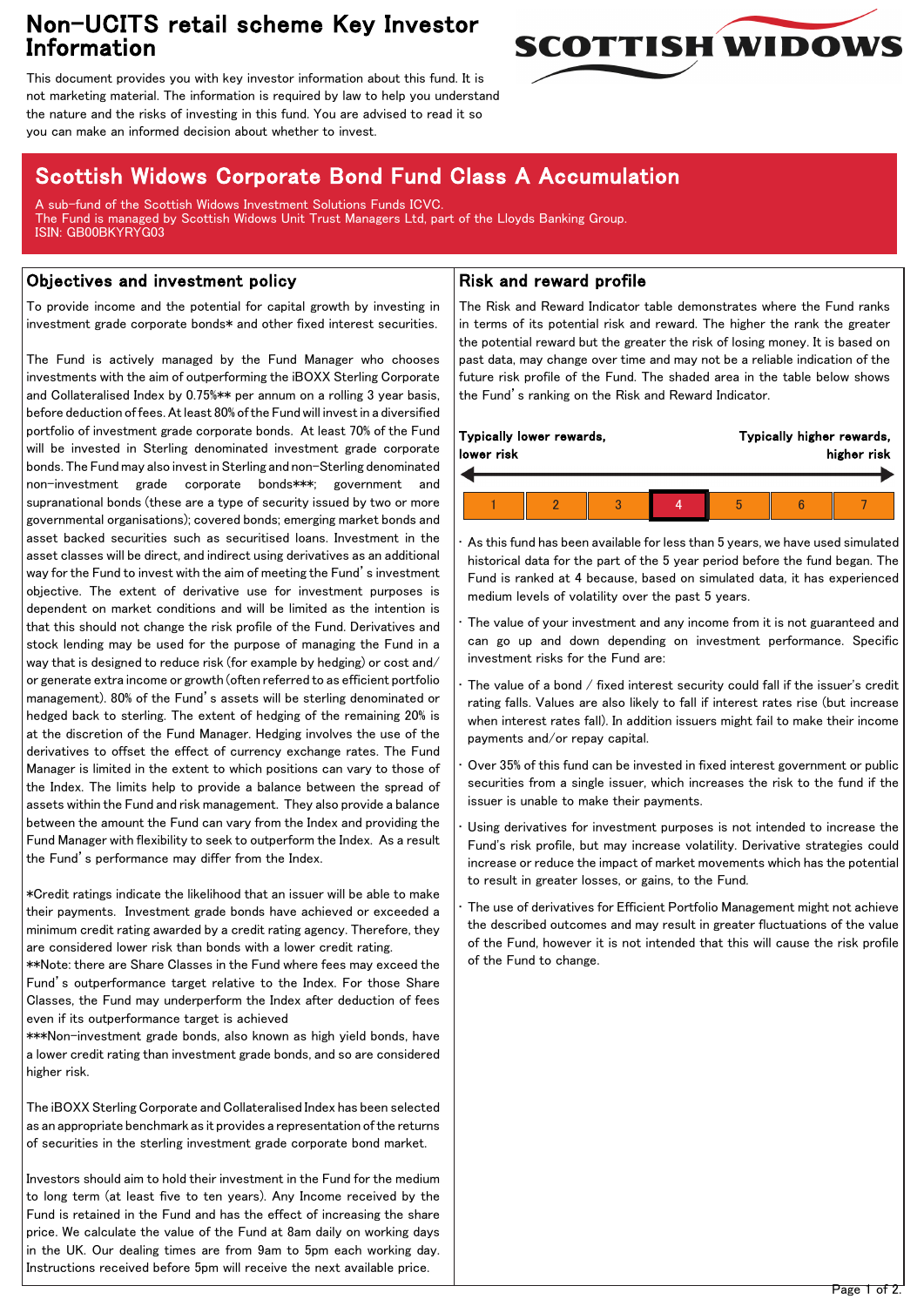# Non-UCITS retail scheme Key Investor Information

This document provides you with key investor information about this fund. It is not marketing material. The information is required by law to help you understand the nature and the risks of investing in this fund. You are advised to read it so you can make an informed decision about whether to invest.

## Scottish Widows Corporate Bond Fund Class A Accumulation

A sub-fund of the Scottish Widows Investment Solutions Funds ICVC.
The Fund is managed by Scottish Widows Unit Trust Managers Ltd, part of the Lloyds Banking Group.
ISIN: GB00BKYRYG03

## Objectives and investment policy

To provide income and the potential for capital growth by investing in investment grade corporate bonds* and other fixed interest securities.

The Fund is actively managed by the Fund Manager who chooses investments with the aim of outperforming the iBOXX Sterling Corporate and Collateralised Index by 0.75%** per annum on a rolling 3 year basis, before deduction of fees. At least 80% of the Fund will invest in a diversified portfolio of investment grade corporate bonds. At least 70% of the Fund will be invested in Sterling denominated investment grade corporate bonds. The Fund may also invest in Sterling and non-Sterling denominated non-investment grade corporate bonds***; government and supranational bonds (these are a type of security issued by two or more governmental organisations); covered bonds; emerging market bonds and asset backed securities such as securitised loans. Investment in the asset classes will be direct, and indirect using derivatives as an additional way for the Fund to invest with the aim of meeting the Fund's investment objective. The extent of derivative use for investment purposes is dependent on market conditions and will be limited as the intention is that this should not change the risk profile of the Fund. Derivatives and stock lending may be used for the purpose of managing the Fund in a way that is designed to reduce risk (for example by hedging) or cost and/or generate extra income or growth (often referred to as efficient portfolio management). 80% of the Fund's assets will be sterling denominated or hedged back to sterling. The extent of hedging of the remaining 20% is at the discretion of the Fund Manager. Hedging involves the use of the derivatives to offset the effect of currency exchange rates. The Fund Manager is limited in the extent to which positions can vary to those of the Index. The limits help to provide a balance between the spread of assets within the Fund and risk management. They also provide a balance between the amount the Fund can vary from the Index and providing the Fund Manager with flexibility to seek to outperform the Index. As a result the Fund's performance may differ from the Index.

*Credit ratings indicate the likelihood that an issuer will be able to make their payments. Investment grade bonds have achieved or exceeded a minimum credit rating awarded by a credit rating agency. Therefore, they are considered lower risk than bonds with a lower credit rating.
**Note: there are Share Classes in the Fund where fees may exceed the Fund's outperformance target relative to the Index. For those Share Classes, the Fund may underperform the Index after deduction of fees even if its outperformance target is achieved
***Non-investment grade bonds, also known as high yield bonds, have a lower credit rating than investment grade bonds, and so are considered higher risk.

The iBOXX Sterling Corporate and Collateralised Index has been selected as an appropriate benchmark as it provides a representation of the returns of securities in the sterling investment grade corporate bond market.

Investors should aim to hold their investment in the Fund for the medium to long term (at least five to ten years). Any Income received by the Fund is retained in the Fund and has the effect of increasing the share price. We calculate the value of the Fund at 8am daily on working days in the UK. Our dealing times are from 9am to 5pm each working day. Instructions received before 5pm will receive the next available price.

## Risk and reward profile

The Risk and Reward Indicator table demonstrates where the Fund ranks in terms of its potential risk and reward. The higher the rank the greater the potential reward but the greater the risk of losing money. It is based on past data, may change over time and may not be a reliable indication of the future risk profile of the Fund. The shaded area in the table below shows the Fund's ranking on the Risk and Reward Indicator.

**Typically lower rewards, lower risk** ← → **Typically higher rewards, higher risk**

| 1 | 2 | 3 | **4** | 5 | 6 | 7 |
|---|---|---|---|---|---|---|

- As this fund has been available for less than 5 years, we have used simulated historical data for the part of the 5 year period before the fund began. The Fund is ranked at 4 because, based on simulated data, it has experienced medium levels of volatility over the past 5 years.
- The value of your investment and any income from it is not guaranteed and can go up and down depending on investment performance. Specific investment risks for the Fund are:
- The value of a bond / fixed interest security could fall if the issuer's credit rating falls. Values are also likely to fall if interest rates rise (but increase when interest rates fall). In addition issuers might fail to make their income payments and/or repay capital.
- Over 35% of this fund can be invested in fixed interest government or public securities from a single issuer, which increases the risk to the fund if the issuer is unable to make their payments.
- Using derivatives for investment purposes is not intended to increase the Fund's risk profile, but may increase volatility. Derivative strategies could increase or reduce the impact of market movements which has the potential to result in greater losses, or gains, to the Fund.
- The use of derivatives for Efficient Portfolio Management might not achieve the described outcomes and may result in greater fluctuations of the value of the Fund, however it is not intended that this will cause the risk profile of the Fund to change.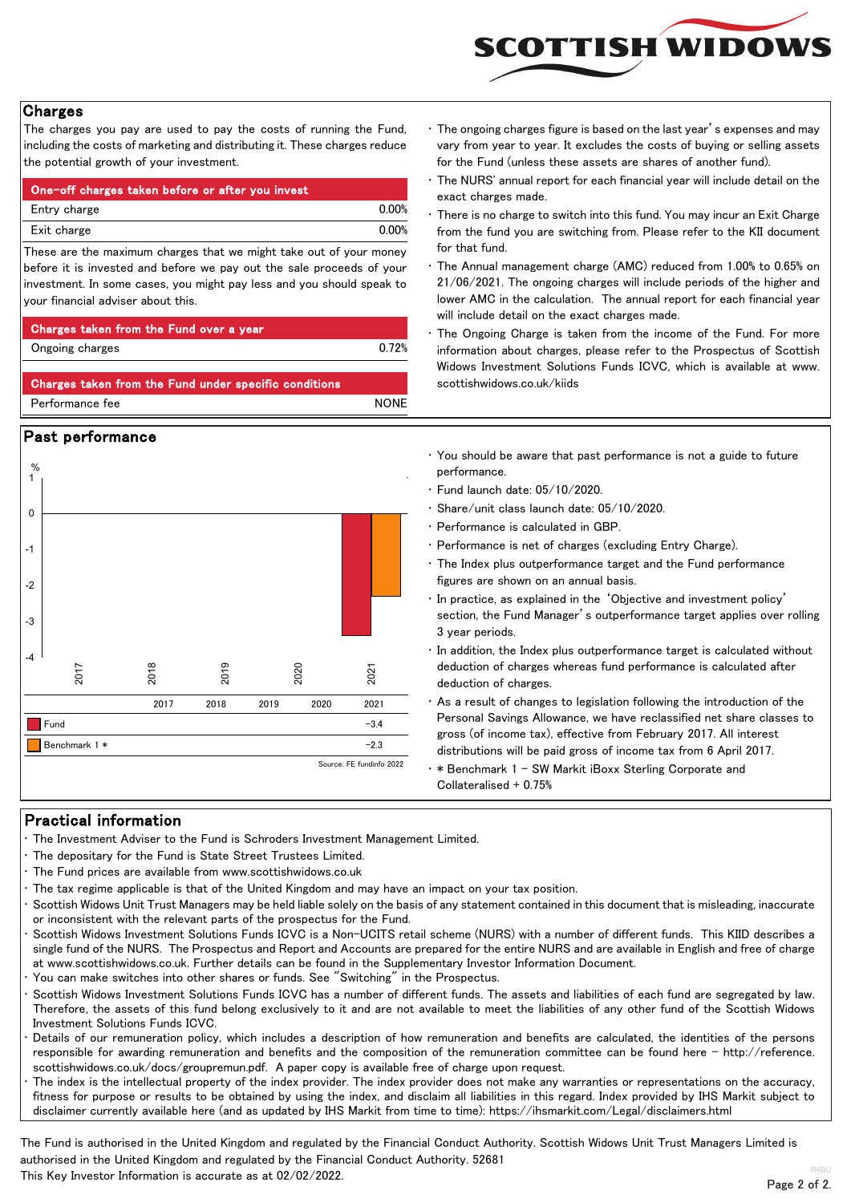## Charges

The charges you pay are used to pay the costs of running the Fund, including the costs of marketing and distributing it. These charges reduce the potential growth of your investment.

| One-off charges taken before or after you invest | |
|---|---|
| Entry charge | 0.00% |
| Exit charge | 0.00% |

These are the maximum charges that we might take out of your money before it is invested and before we pay out the sale proceeds of your investment. In some cases, you might pay less and you should speak to your financial adviser about this.

| Charges taken from the Fund over a year | |
|---|---|
| Ongoing charges | 0.72% |

| Charges taken from the Fund under specific conditions | |
|---|---|
| Performance fee | NONE |

- The ongoing charges figure is based on the last year's expenses and may vary from year to year. It excludes the costs of buying or selling assets for the Fund (unless these assets are shares of another fund).
- The NURS' annual report for each financial year will include detail on the exact charges made.
- There is no charge to switch into this fund. You may incur an Exit Charge from the fund you are switching from. Please refer to the KII document for that fund.
- The Annual management charge (AMC) reduced from 1.00% to 0.65% on 21/06/2021. The ongoing charges will include periods of the higher and lower AMC in the calculation. The annual report for each financial year will include detail on the exact charges made.
- The Ongoing Charge is taken from the income of the Fund. For more information about charges, please refer to the Prospectus of Scottish Widows Investment Solutions Funds ICVC, which is available at www.scottishwidows.co.uk/kiids

## Past performance

%
1
0
-1
-2
-3
-4
2017 2018 2019 2020 2021

| | 2017 | 2018 | 2019 | 2020 | 2021 |
|---|---|---|---|---|---|
| Fund | | | | | -3.4 |
| Benchmark 1 * | | | | | -2.3 |

Source: FE fundinfo 2022

- You should be aware that past performance is not a guide to future performance.
- Fund launch date: 05/10/2020.
- Share/unit class launch date: 05/10/2020.
- Performance is calculated in GBP.
- Performance is net of charges (excluding Entry Charge).
- The Index plus outperformance target and the Fund performance figures are shown on an annual basis.
- In practice, as explained in the 'Objective and investment policy' section, the Fund Manager's outperformance target applies over rolling 3 year periods.
- In addition, the Index plus outperformance target is calculated without deduction of charges whereas fund performance is calculated after deduction of charges.
- As a result of changes to legislation following the introduction of the Personal Savings Allowance, we have reclassified net share classes to gross (of income tax), effective from February 2017. All interest distributions will be paid gross of income tax from 6 April 2017.
- * Benchmark 1 - SW Markit iBoxx Sterling Corporate and Collateralised + 0.75%

## Practical information

- The Investment Adviser to the Fund is Schroders Investment Management Limited.
- The depositary for the Fund is State Street Trustees Limited.
- The Fund prices are available from www.scottishwidows.co.uk
- The tax regime applicable is that of the United Kingdom and may have an impact on your tax position.
- Scottish Widows Unit Trust Managers may be held liable solely on the basis of any statement contained in this document that is misleading, inaccurate or inconsistent with the relevant parts of the prospectus for the Fund.
- Scottish Widows Investment Solutions Funds ICVC is a Non-UCITS retail scheme (NURS) with a number of different funds. This KIID describes a single fund of the NURS. The Prospectus and Report and Accounts are prepared for the entire NURS and are available in English and free of charge at www.scottishwidows.co.uk. Further details can be found in the Supplementary Investor Information Document.
- You can make switches into other shares or funds. See "Switching" in the Prospectus.
- Scottish Widows Investment Solutions Funds ICVC has a number of different funds. The assets and liabilities of each fund are segregated by law. Therefore, the assets of this fund belong exclusively to it and are not available to meet the liabilities of any other fund of the Scottish Widows Investment Solutions Funds ICVC.
- Details of our remuneration policy, which includes a description of how remuneration and benefits are calculated, the identities of the persons responsible for awarding remuneration and benefits and the composition of the remuneration committee can be found here - http://reference.scottishwidows.co.uk/docs/groupremun.pdf. A paper copy is available free of charge upon request.
- The index is the intellectual property of the index provider. The index provider does not make any warranties or representations on the accuracy, fitness for purpose or results to be obtained by using the index, and disclaim all liabilities in this regard. Index provided by IHS Markit subject to disclaimer currently available here (and as updated by IHS Markit from time to time): https://ihsmarkit.com/Legal/disclaimers.html

The Fund is authorised in the United Kingdom and regulated by the Financial Conduct Authority. Scottish Widows Unit Trust Managers Limited is authorised in the United Kingdom and regulated by the Financial Conduct Authority. 52681

This Key Investor Information is accurate as at 02/02/2022.